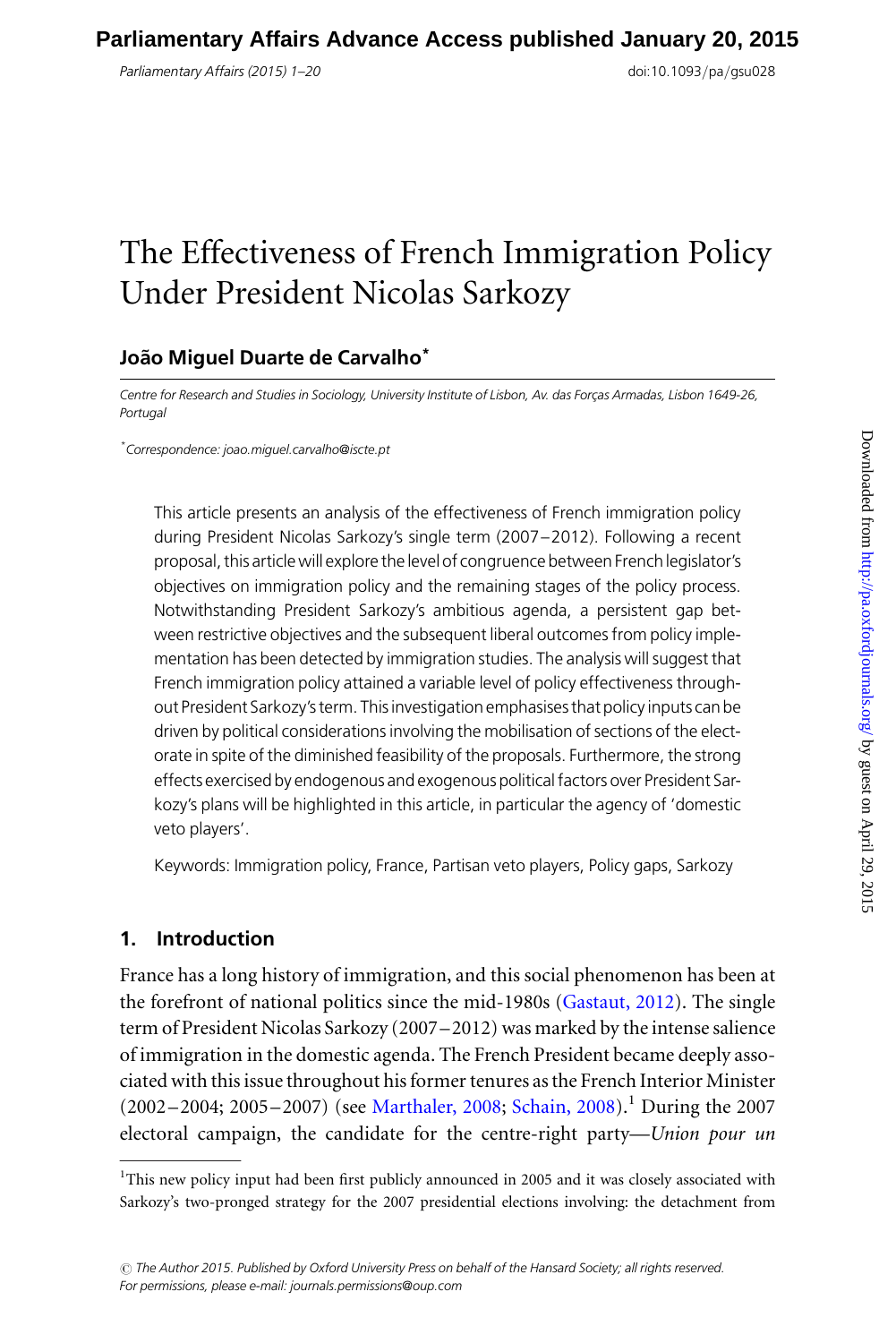# The Effectiveness of French Immigration Policy Under President Nicolas Sarkozy

**João Miguel Duarte de Carvalho***

*Centre for Research and Studies in Sociology, University Institute of Lisbon, Av. das Forças Armadas, Lisbon 1649-26, Portugal*

*Correspondence: joao.miguel.carvalho@iscte.pt

This article presents an analysis of the effectiveness of French immigration policy during President Nicolas Sarkozy's single term (2007–2012). Following a recent proposal, this article will explore the level of congruence between French legislator's objectives on immigration policy and the remaining stages of the policy process. Notwithstanding President Sarkozy's ambitious agenda, a persistent gap between restrictive objectives and the subsequent liberal outcomes from policy implementation has been detected by immigration studies. The analysis will suggest that French immigration policy attained a variable level of policy effectiveness throughout President Sarkozy's term. This investigation emphasises that policy inputs can be driven by political considerations involving the mobilisation of sections of the electorate in spite of the diminished feasibility of the proposals. Furthermore, the strong effects exercised by endogenous and exogenous political factors over President Sarkozy's plans will be highlighted in this article, in particular the agency of 'domestic veto players'.

Keywords: Immigration policy, France, Partisan veto players, Policy gaps, Sarkozy

## 1. Introduction

France has a long history of immigration, and this social phenomenon has been at the forefront of national politics since the mid-1980s (Gastaut, 2012). The single term of President Nicolas Sarkozy (2007–2012) was marked by the intense salience of immigration in the domestic agenda. The French President became deeply associated with this issue throughout his former tenures as the French Interior Minister (2002–2004; 2005–2007) (see Marthaler, 2008; Schain, 2008).[1] During the 2007 electoral campaign, the candidate for the centre-right party—*Union pour un*

[1]This new policy input had been first publicly announced in 2005 and it was closely associated with Sarkozy's two-pronged strategy for the 2007 presidential elections involving: the detachment from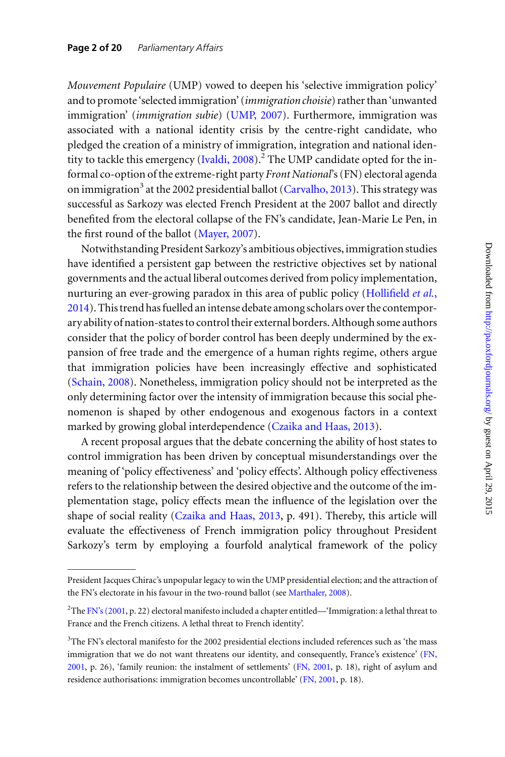*Mouvement Populaire* (UMP) vowed to deepen his 'selective immigration policy' and to promote 'selected immigration' (*immigration choisie*) rather than 'unwanted immigration' (*immigration subie*) (UMP, 2007). Furthermore, immigration was associated with a national identity crisis by the centre-right candidate, who pledged the creation of a ministry of immigration, integration and national identity to tackle this emergency (Ivaldi, 2008).[2] The UMP candidate opted for the informal co-option of the extreme-right party *Front National*'s (FN) electoral agenda on immigration[3] at the 2002 presidential ballot (Carvalho, 2013). This strategy was successful as Sarkozy was elected French President at the 2007 ballot and directly benefited from the electoral collapse of the FN's candidate, Jean-Marie Le Pen, in the first round of the ballot (Mayer, 2007).

Notwithstanding President Sarkozy's ambitious objectives, immigration studies have identified a persistent gap between the restrictive objectives set by national governments and the actual liberal outcomes derived from policy implementation, nurturing an ever-growing paradox in this area of public policy (Hollifield *et al.*, 2014). This trend has fuelled an intense debate among scholars over the contemporary ability of nation-states to control their external borders. Although some authors consider that the policy of border control has been deeply undermined by the expansion of free trade and the emergence of a human rights regime, others argue that immigration policies have been increasingly effective and sophisticated (Schain, 2008). Nonetheless, immigration policy should not be interpreted as the only determining factor over the intensity of immigration because this social phenomenon is shaped by other endogenous and exogenous factors in a context marked by growing global interdependence (Czaika and Haas, 2013).

A recent proposal argues that the debate concerning the ability of host states to control immigration has been driven by conceptual misunderstandings over the meaning of 'policy effectiveness' and 'policy effects'. Although policy effectiveness refers to the relationship between the desired objective and the outcome of the implementation stage, policy effects mean the influence of the legislation over the shape of social reality (Czaika and Haas, 2013, p. 491). Thereby, this article will evaluate the effectiveness of French immigration policy throughout President Sarkozy's term by employing a fourfold analytical framework of the policy

---

President Jacques Chirac's unpopular legacy to win the UMP presidential election; and the attraction of the FN's electorate in his favour in the two-round ballot (see Marthaler, 2008).

[2]The FN's (2001, p. 22) electoral manifesto included a chapter entitled—'Immigration: a lethal threat to France and the French citizens. A lethal threat to French identity'.

[3]The FN's electoral manifesto for the 2002 presidential elections included references such as 'the mass immigration that we do not want threatens our identity, and consequently, France's existence' (FN, 2001, p. 26), 'family reunion: the instalment of settlements' (FN, 2001, p. 18), right of asylum and residence authorisations: immigration becomes uncontrollable' (FN, 2001, p. 18).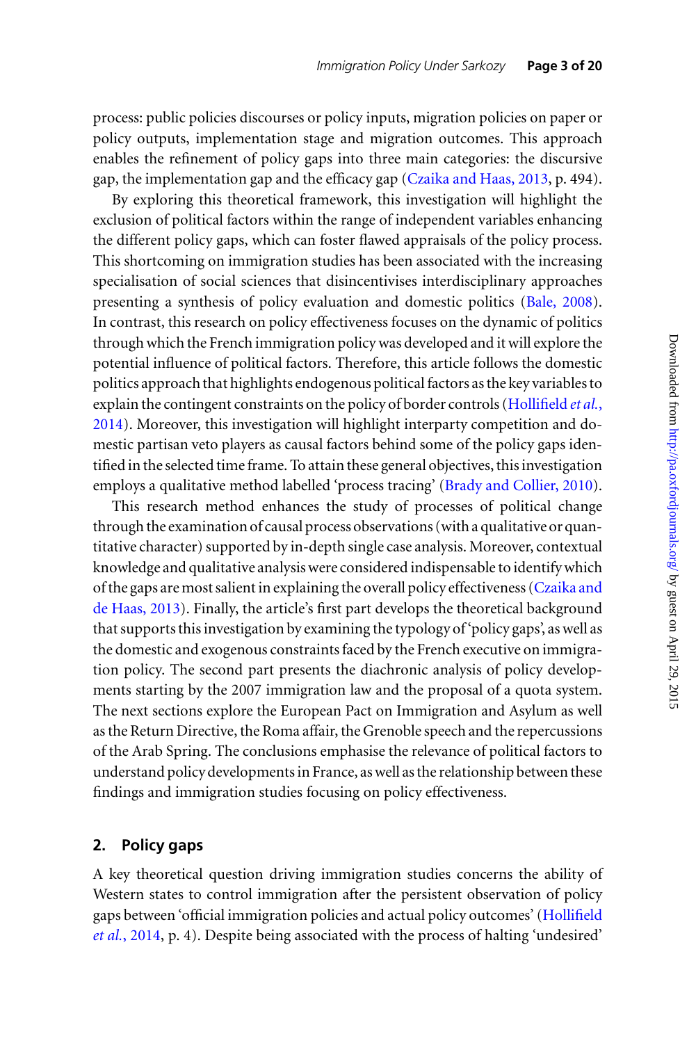process: public policies discourses or policy inputs, migration policies on paper or policy outputs, implementation stage and migration outcomes. This approach enables the refinement of policy gaps into three main categories: the discursive gap, the implementation gap and the efficacy gap (Czaika and Haas, 2013, p. 494).

By exploring this theoretical framework, this investigation will highlight the exclusion of political factors within the range of independent variables enhancing the different policy gaps, which can foster flawed appraisals of the policy process. This shortcoming on immigration studies has been associated with the increasing specialisation of social sciences that disincentivises interdisciplinary approaches presenting a synthesis of policy evaluation and domestic politics (Bale, 2008). In contrast, this research on policy effectiveness focuses on the dynamic of politics through which the French immigration policy was developed and it will explore the potential influence of political factors. Therefore, this article follows the domestic politics approach that highlights endogenous political factors as the key variables to explain the contingent constraints on the policy of border controls (Hollifield *et al.*, 2014). Moreover, this investigation will highlight interparty competition and domestic partisan veto players as causal factors behind some of the policy gaps identified in the selected time frame. To attain these general objectives, this investigation employs a qualitative method labelled 'process tracing' (Brady and Collier, 2010).

This research method enhances the study of processes of political change through the examination of causal process observations (with a qualitative or quantitative character) supported by in-depth single case analysis. Moreover, contextual knowledge and qualitative analysis were considered indispensable to identify which of the gaps are most salient in explaining the overall policy effectiveness (Czaika and de Haas, 2013). Finally, the article's first part develops the theoretical background that supports this investigation by examining the typology of 'policy gaps', as well as the domestic and exogenous constraints faced by the French executive on immigration policy. The second part presents the diachronic analysis of policy developments starting by the 2007 immigration law and the proposal of a quota system. The next sections explore the European Pact on Immigration and Asylum as well as the Return Directive, the Roma affair, the Grenoble speech and the repercussions of the Arab Spring. The conclusions emphasise the relevance of political factors to understand policy developments in France, as well as the relationship between these findings and immigration studies focusing on policy effectiveness.

## 2. Policy gaps

A key theoretical question driving immigration studies concerns the ability of Western states to control immigration after the persistent observation of policy gaps between 'official immigration policies and actual policy outcomes' (Hollifield *et al.*, 2014, p. 4). Despite being associated with the process of halting 'undesired'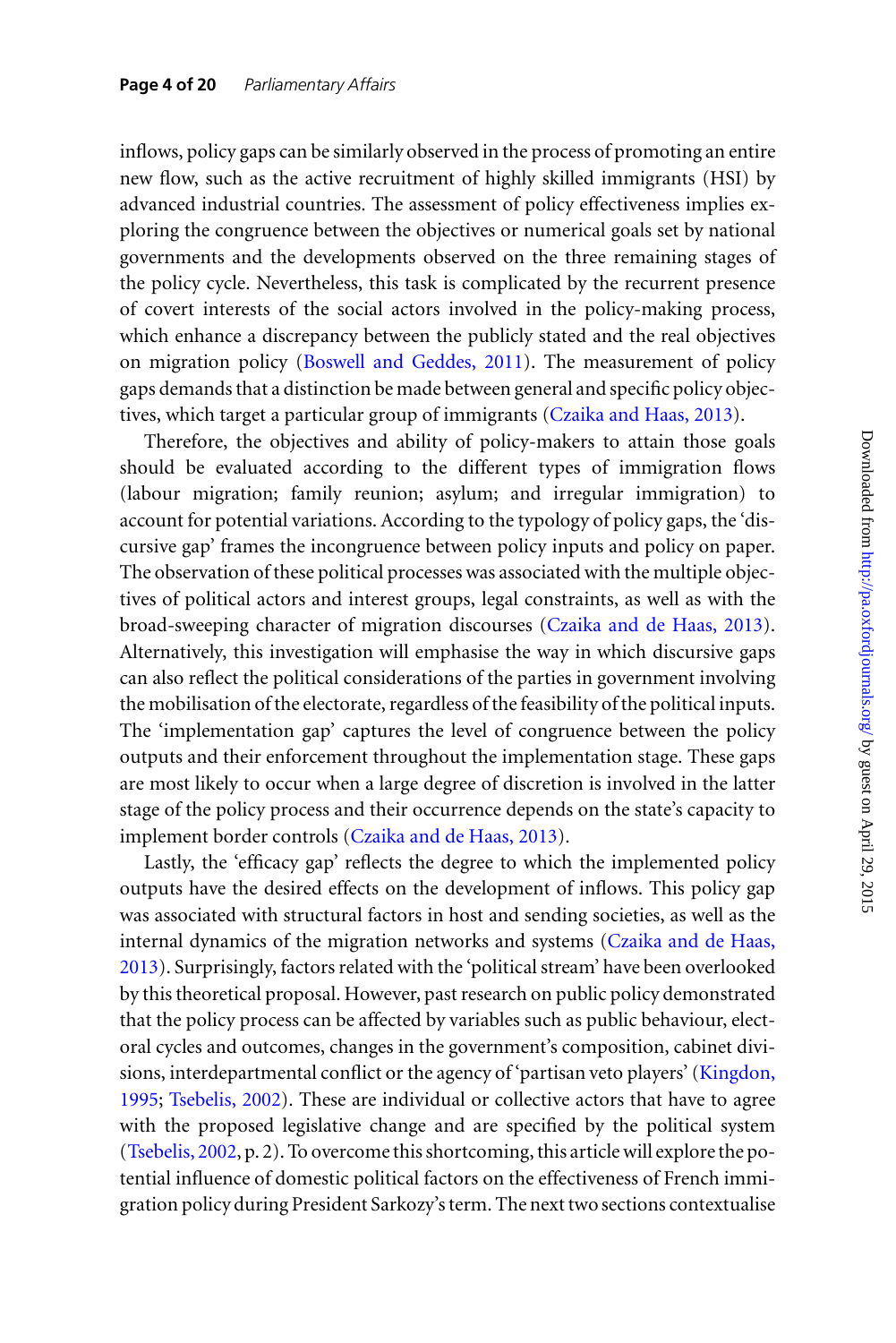inflows, policy gaps can be similarly observed in the process of promoting an entire new flow, such as the active recruitment of highly skilled immigrants (HSI) by advanced industrial countries. The assessment of policy effectiveness implies exploring the congruence between the objectives or numerical goals set by national governments and the developments observed on the three remaining stages of the policy cycle. Nevertheless, this task is complicated by the recurrent presence of covert interests of the social actors involved in the policy-making process, which enhance a discrepancy between the publicly stated and the real objectives on migration policy (Boswell and Geddes, 2011). The measurement of policy gaps demands that a distinction be made between general and specific policy objectives, which target a particular group of immigrants (Czaika and Haas, 2013).

Therefore, the objectives and ability of policy-makers to attain those goals should be evaluated according to the different types of immigration flows (labour migration; family reunion; asylum; and irregular immigration) to account for potential variations. According to the typology of policy gaps, the 'discursive gap' frames the incongruence between policy inputs and policy on paper. The observation of these political processes was associated with the multiple objectives of political actors and interest groups, legal constraints, as well as with the broad-sweeping character of migration discourses (Czaika and de Haas, 2013). Alternatively, this investigation will emphasise the way in which discursive gaps can also reflect the political considerations of the parties in government involving the mobilisation of the electorate, regardless of the feasibility of the political inputs. The 'implementation gap' captures the level of congruence between the policy outputs and their enforcement throughout the implementation stage. These gaps are most likely to occur when a large degree of discretion is involved in the latter stage of the policy process and their occurrence depends on the state's capacity to implement border controls (Czaika and de Haas, 2013).

Lastly, the 'efficacy gap' reflects the degree to which the implemented policy outputs have the desired effects on the development of inflows. This policy gap was associated with structural factors in host and sending societies, as well as the internal dynamics of the migration networks and systems (Czaika and de Haas, 2013). Surprisingly, factors related with the 'political stream' have been overlooked by this theoretical proposal. However, past research on public policy demonstrated that the policy process can be affected by variables such as public behaviour, electoral cycles and outcomes, changes in the government's composition, cabinet divisions, interdepartmental conflict or the agency of 'partisan veto players' (Kingdon, 1995; Tsebelis, 2002). These are individual or collective actors that have to agree with the proposed legislative change and are specified by the political system (Tsebelis, 2002, p. 2). To overcome this shortcoming, this article will explore the potential influence of domestic political factors on the effectiveness of French immigration policy during President Sarkozy's term. The next two sections contextualise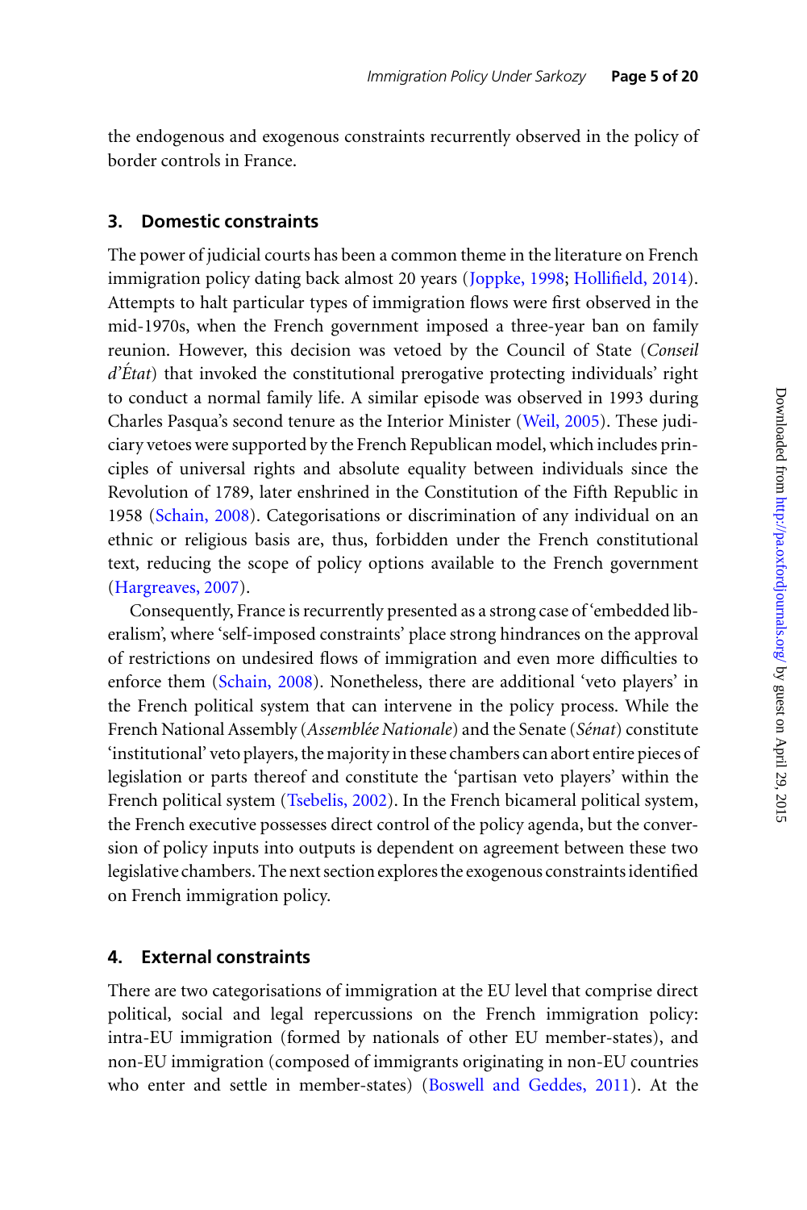the endogenous and exogenous constraints recurrently observed in the policy of border controls in France.

## 3. Domestic constraints

The power of judicial courts has been a common theme in the literature on French immigration policy dating back almost 20 years (Joppke, 1998; Hollifield, 2014). Attempts to halt particular types of immigration flows were first observed in the mid-1970s, when the French government imposed a three-year ban on family reunion. However, this decision was vetoed by the Council of State (*Conseil d'État*) that invoked the constitutional prerogative protecting individuals' right to conduct a normal family life. A similar episode was observed in 1993 during Charles Pasqua's second tenure as the Interior Minister (Weil, 2005). These judiciary vetoes were supported by the French Republican model, which includes principles of universal rights and absolute equality between individuals since the Revolution of 1789, later enshrined in the Constitution of the Fifth Republic in 1958 (Schain, 2008). Categorisations or discrimination of any individual on an ethnic or religious basis are, thus, forbidden under the French constitutional text, reducing the scope of policy options available to the French government (Hargreaves, 2007).

Consequently, France is recurrently presented as a strong case of 'embedded liberalism', where 'self-imposed constraints' place strong hindrances on the approval of restrictions on undesired flows of immigration and even more difficulties to enforce them (Schain, 2008). Nonetheless, there are additional 'veto players' in the French political system that can intervene in the policy process. While the French National Assembly (*Assemblée Nationale*) and the Senate (*Sénat*) constitute 'institutional' veto players, the majority in these chambers can abort entire pieces of legislation or parts thereof and constitute the 'partisan veto players' within the French political system (Tsebelis, 2002). In the French bicameral political system, the French executive possesses direct control of the policy agenda, but the conversion of policy inputs into outputs is dependent on agreement between these two legislative chambers. The next section explores the exogenous constraints identified on French immigration policy.

## 4. External constraints

There are two categorisations of immigration at the EU level that comprise direct political, social and legal repercussions on the French immigration policy: intra-EU immigration (formed by nationals of other EU member-states), and non-EU immigration (composed of immigrants originating in non-EU countries who enter and settle in member-states) (Boswell and Geddes, 2011). At the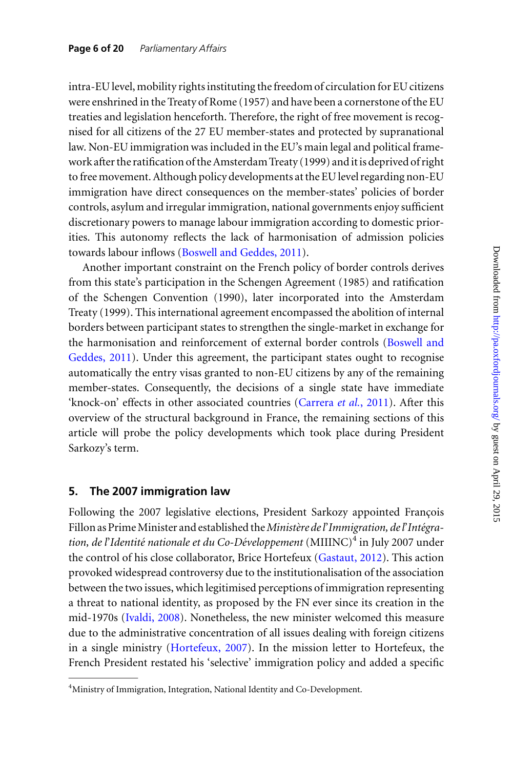intra-EU level, mobility rights instituting the freedom of circulation for EU citizens were enshrined in the Treaty of Rome (1957) and have been a cornerstone of the EU treaties and legislation henceforth. Therefore, the right of free movement is recognised for all citizens of the 27 EU member-states and protected by supranational law. Non-EU immigration was included in the EU's main legal and political framework after the ratification of the Amsterdam Treaty (1999) and it is deprived of right to free movement. Although policy developments at the EU level regarding non-EU immigration have direct consequences on the member-states' policies of border controls, asylum and irregular immigration, national governments enjoy sufficient discretionary powers to manage labour immigration according to domestic priorities. This autonomy reflects the lack of harmonisation of admission policies towards labour inflows (Boswell and Geddes, 2011).

Another important constraint on the French policy of border controls derives from this state's participation in the Schengen Agreement (1985) and ratification of the Schengen Convention (1990), later incorporated into the Amsterdam Treaty (1999). This international agreement encompassed the abolition of internal borders between participant states to strengthen the single-market in exchange for the harmonisation and reinforcement of external border controls (Boswell and Geddes, 2011). Under this agreement, the participant states ought to recognise automatically the entry visas granted to non-EU citizens by any of the remaining member-states. Consequently, the decisions of a single state have immediate 'knock-on' effects in other associated countries (Carrera *et al.*, 2011). After this overview of the structural background in France, the remaining sections of this article will probe the policy developments which took place during President Sarkozy's term.

## 5. The 2007 immigration law

Following the 2007 legislative elections, President Sarkozy appointed François Fillon as Prime Minister and established the *Ministère de l'Immigration, de l'Intégration, de l'Identité nationale et du Co-Développement* (MIIINC)[4] in July 2007 under the control of his close collaborator, Brice Hortefeux (Gastaut, 2012). This action provoked widespread controversy due to the institutionalisation of the association between the two issues, which legitimised perceptions of immigration representing a threat to national identity, as proposed by the FN ever since its creation in the mid-1970s (Ivaldi, 2008). Nonetheless, the new minister welcomed this measure due to the administrative concentration of all issues dealing with foreign citizens in a single ministry (Hortefeux, 2007). In the mission letter to Hortefeux, the French President restated his 'selective' immigration policy and added a specific

[4] Ministry of Immigration, Integration, National Identity and Co-Development.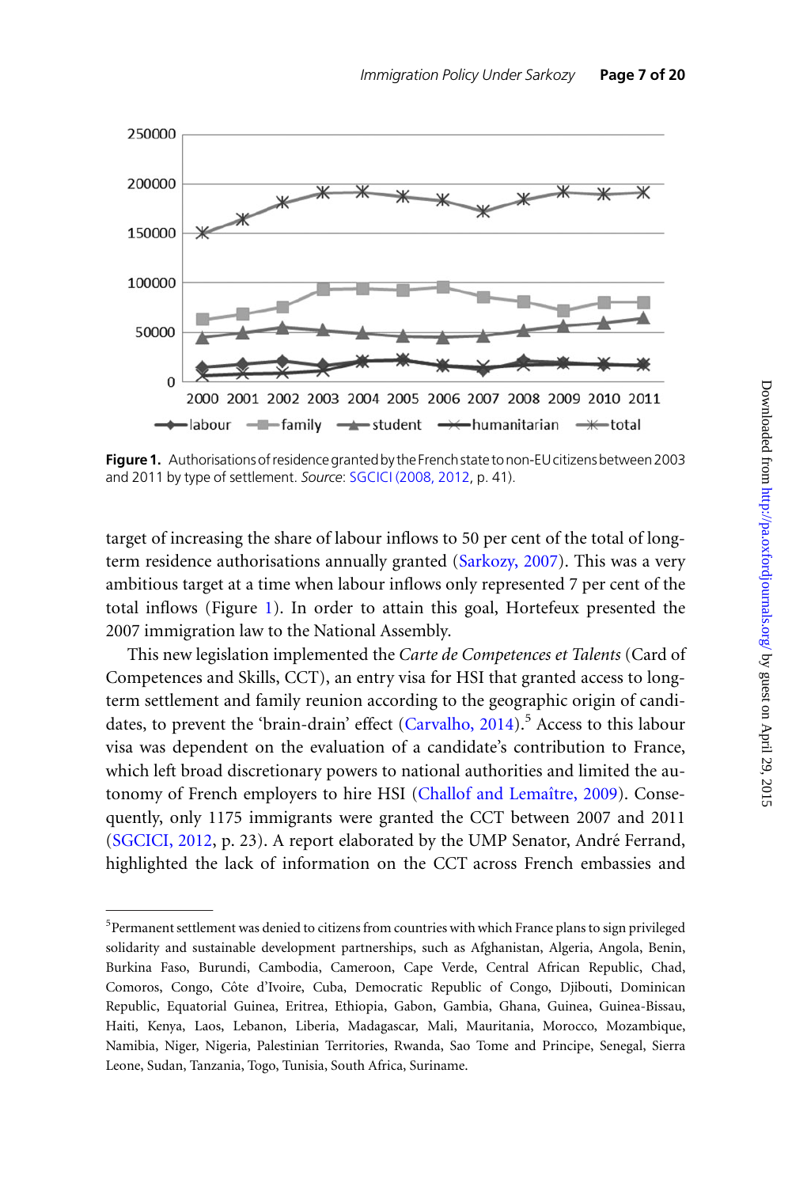**Figure 1.** Authorisations of residence granted by the French state to non-EU citizens between 2003 and 2011 by type of settlement. *Source*: SGCICI (2008, 2012, p. 41).

target of increasing the share of labour inflows to 50 per cent of the total of long-term residence authorisations annually granted (Sarkozy, 2007). This was a very ambitious target at a time when labour inflows only represented 7 per cent of the total inflows (Figure 1). In order to attain this goal, Hortefeux presented the 2007 immigration law to the National Assembly.

This new legislation implemented the *Carte de Competences et Talents* (Card of Competences and Skills, CCT), an entry visa for HSI that granted access to long-term settlement and family reunion according to the geographic origin of candidates, to prevent the 'brain-drain' effect (Carvalho, 2014).[5] Access to this labour visa was dependent on the evaluation of a candidate's contribution to France, which left broad discretionary powers to national authorities and limited the autonomy of French employers to hire HSI (Challof and Lemaître, 2009). Consequently, only 1175 immigrants were granted the CCT between 2007 and 2011 (SGCICI, 2012, p. 23). A report elaborated by the UMP Senator, André Ferrand, highlighted the lack of information on the CCT across French embassies and

[5] Permanent settlement was denied to citizens from countries with which France plans to sign privileged solidarity and sustainable development partnerships, such as Afghanistan, Algeria, Angola, Benin, Burkina Faso, Burundi, Cambodia, Cameroon, Cape Verde, Central African Republic, Chad, Comoros, Congo, Côte d'Ivoire, Cuba, Democratic Republic of Congo, Djibouti, Dominican Republic, Equatorial Guinea, Eritrea, Ethiopia, Gabon, Gambia, Ghana, Guinea, Guinea-Bissau, Haiti, Kenya, Laos, Lebanon, Liberia, Madagascar, Mali, Mauritania, Morocco, Mozambique, Namibia, Niger, Nigeria, Palestinian Territories, Rwanda, Sao Tome and Principe, Senegal, Sierra Leone, Sudan, Tanzania, Togo, Tunisia, South Africa, Suriname.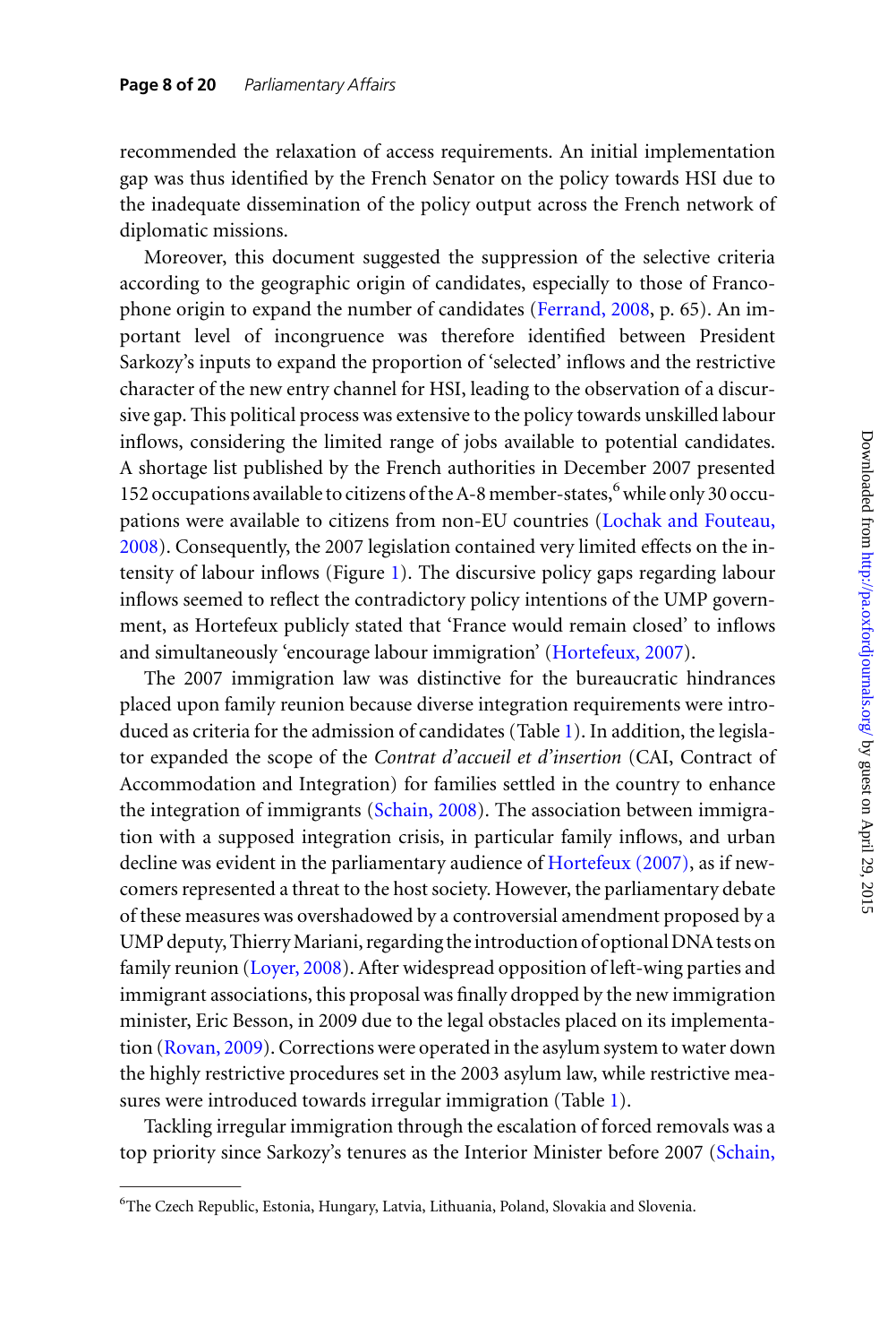recommended the relaxation of access requirements. An initial implementation gap was thus identified by the French Senator on the policy towards HSI due to the inadequate dissemination of the policy output across the French network of diplomatic missions.

Moreover, this document suggested the suppression of the selective criteria according to the geographic origin of candidates, especially to those of Francophone origin to expand the number of candidates (Ferrand, 2008, p. 65). An important level of incongruence was therefore identified between President Sarkozy's inputs to expand the proportion of 'selected' inflows and the restrictive character of the new entry channel for HSI, leading to the observation of a discursive gap. This political process was extensive to the policy towards unskilled labour inflows, considering the limited range of jobs available to potential candidates. A shortage list published by the French authorities in December 2007 presented 152 occupations available to citizens of the A-8 member-states,[6] while only 30 occupations were available to citizens from non-EU countries (Lochak and Fouteau, 2008). Consequently, the 2007 legislation contained very limited effects on the intensity of labour inflows (Figure 1). The discursive policy gaps regarding labour inflows seemed to reflect the contradictory policy intentions of the UMP government, as Hortefeux publicly stated that 'France would remain closed' to inflows and simultaneously 'encourage labour immigration' (Hortefeux, 2007).

The 2007 immigration law was distinctive for the bureaucratic hindrances placed upon family reunion because diverse integration requirements were introduced as criteria for the admission of candidates (Table 1). In addition, the legislator expanded the scope of the *Contrat d'accueil et d'insertion* (CAI, Contract of Accommodation and Integration) for families settled in the country to enhance the integration of immigrants (Schain, 2008). The association between immigration with a supposed integration crisis, in particular family inflows, and urban decline was evident in the parliamentary audience of Hortefeux (2007), as if newcomers represented a threat to the host society. However, the parliamentary debate of these measures was overshadowed by a controversial amendment proposed by a UMP deputy, Thierry Mariani, regarding the introduction of optional DNA tests on family reunion (Loyer, 2008). After widespread opposition of left-wing parties and immigrant associations, this proposal was finally dropped by the new immigration minister, Eric Besson, in 2009 due to the legal obstacles placed on its implementation (Rovan, 2009). Corrections were operated in the asylum system to water down the highly restrictive procedures set in the 2003 asylum law, while restrictive measures were introduced towards irregular immigration (Table 1).

Tackling irregular immigration through the escalation of forced removals was a top priority since Sarkozy's tenures as the Interior Minister before 2007 (Schain,

---

[6] The Czech Republic, Estonia, Hungary, Latvia, Lithuania, Poland, Slovakia and Slovenia.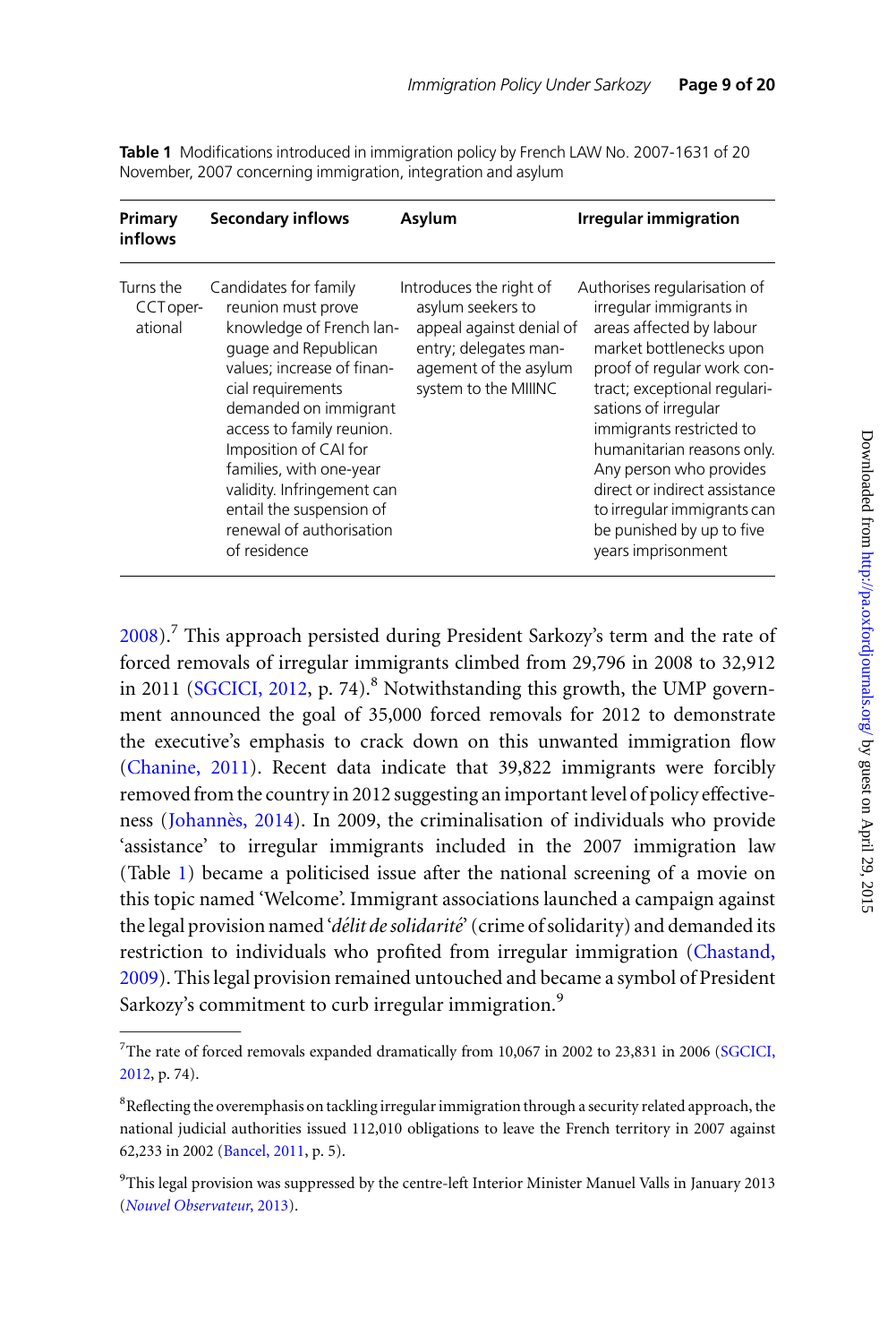**Table 1** Modifications introduced in immigration policy by French LAW No. 2007-1631 of 20 November, 2007 concerning immigration, integration and asylum

| Primary inflows | Secondary inflows | Asylum | Irregular immigration |
|---|---|---|---|
| Turns the CCT operational | Candidates for family reunion must prove knowledge of French language and Republican values; increase of financial requirements demanded on immigrant access to family reunion. Imposition of CAI for families, with one-year validity. Infringement can entail the suspension of renewal of authorisation of residence | Introduces the right of asylum seekers to appeal against denial of entry; delegates management of the asylum system to the MIIINC | Authorises regularisation of irregular immigrants in areas affected by labour market bottlenecks upon proof of regular work contract; exceptional regularisations of irregular immigrants restricted to humanitarian reasons only. Any person who provides direct or indirect assistance to irregular immigrants can be punished by up to five years imprisonment |

2008).[7] This approach persisted during President Sarkozy's term and the rate of forced removals of irregular immigrants climbed from 29,796 in 2008 to 32,912 in 2011 (SGCICI, 2012, p. 74).[8] Notwithstanding this growth, the UMP government announced the goal of 35,000 forced removals for 2012 to demonstrate the executive's emphasis to crack down on this unwanted immigration flow (Chanine, 2011). Recent data indicate that 39,822 immigrants were forcibly removed from the country in 2012 suggesting an important level of policy effectiveness (Johannès, 2014). In 2009, the criminalisation of individuals who provide 'assistance' to irregular immigrants included in the 2007 immigration law (Table 1) became a politicised issue after the national screening of a movie on this topic named 'Welcome'. Immigrant associations launched a campaign against the legal provision named '*délit de solidarité*' (crime of solidarity) and demanded its restriction to individuals who profited from irregular immigration (Chastand, 2009). This legal provision remained untouched and became a symbol of President Sarkozy's commitment to curb irregular immigration.[9]

---

[7]The rate of forced removals expanded dramatically from 10,067 in 2002 to 23,831 in 2006 (SGCICI, 2012, p. 74).

[8]Reflecting the overemphasis on tackling irregular immigration through a security related approach, the national judicial authorities issued 112,010 obligations to leave the French territory in 2007 against 62,233 in 2002 (Bancel, 2011, p. 5).

[9]This legal provision was suppressed by the centre-left Interior Minister Manuel Valls in January 2013 (*Nouvel Observateur*, 2013).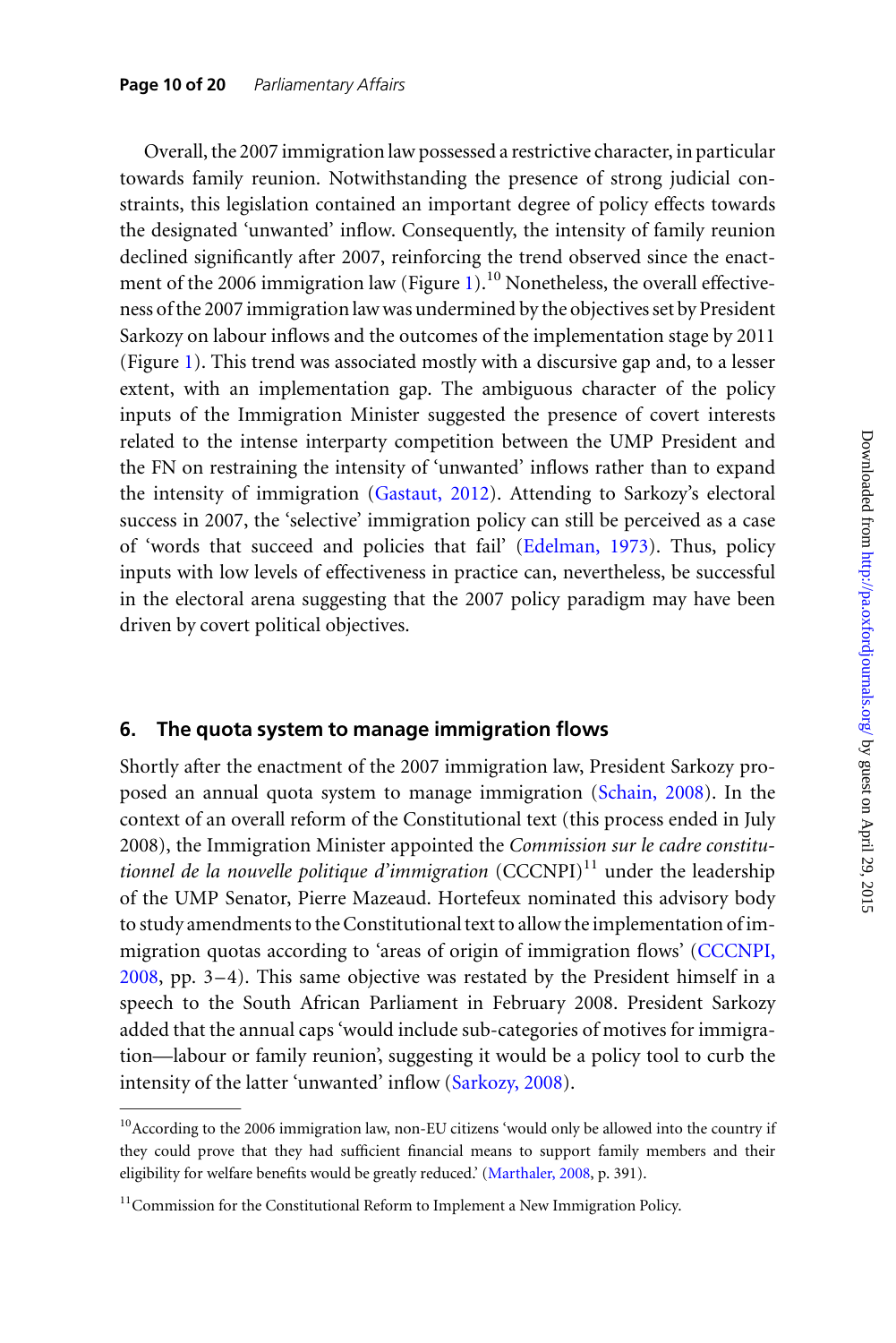Overall, the 2007 immigration law possessed a restrictive character, in particular towards family reunion. Notwithstanding the presence of strong judicial constraints, this legislation contained an important degree of policy effects towards the designated 'unwanted' inflow. Consequently, the intensity of family reunion declined significantly after 2007, reinforcing the trend observed since the enactment of the 2006 immigration law (Figure 1).[10] Nonetheless, the overall effectiveness of the 2007 immigration law was undermined by the objectives set by President Sarkozy on labour inflows and the outcomes of the implementation stage by 2011 (Figure 1). This trend was associated mostly with a discursive gap and, to a lesser extent, with an implementation gap. The ambiguous character of the policy inputs of the Immigration Minister suggested the presence of covert interests related to the intense interparty competition between the UMP President and the FN on restraining the intensity of 'unwanted' inflows rather than to expand the intensity of immigration (Gastaut, 2012). Attending to Sarkozy's electoral success in 2007, the 'selective' immigration policy can still be perceived as a case of 'words that succeed and policies that fail' (Edelman, 1973). Thus, policy inputs with low levels of effectiveness in practice can, nevertheless, be successful in the electoral arena suggesting that the 2007 policy paradigm may have been driven by covert political objectives.

## 6. The quota system to manage immigration flows

Shortly after the enactment of the 2007 immigration law, President Sarkozy proposed an annual quota system to manage immigration (Schain, 2008). In the context of an overall reform of the Constitutional text (this process ended in July 2008), the Immigration Minister appointed the *Commission sur le cadre constitutionnel de la nouvelle politique d'immigration* (CCCNPI)[11] under the leadership of the UMP Senator, Pierre Mazeaud. Hortefeux nominated this advisory body to study amendments to the Constitutional text to allow the implementation of immigration quotas according to 'areas of origin of immigration flows' (CCCNPI, 2008, pp. 3–4). This same objective was restated by the President himself in a speech to the South African Parliament in February 2008. President Sarkozy added that the annual caps 'would include sub-categories of motives for immigration—labour or family reunion', suggesting it would be a policy tool to curb the intensity of the latter 'unwanted' inflow (Sarkozy, 2008).

---

[10] According to the 2006 immigration law, non-EU citizens 'would only be allowed into the country if they could prove that they had sufficient financial means to support family members and their eligibility for welfare benefits would be greatly reduced.' (Marthaler, 2008, p. 391).

[11] Commission for the Constitutional Reform to Implement a New Immigration Policy.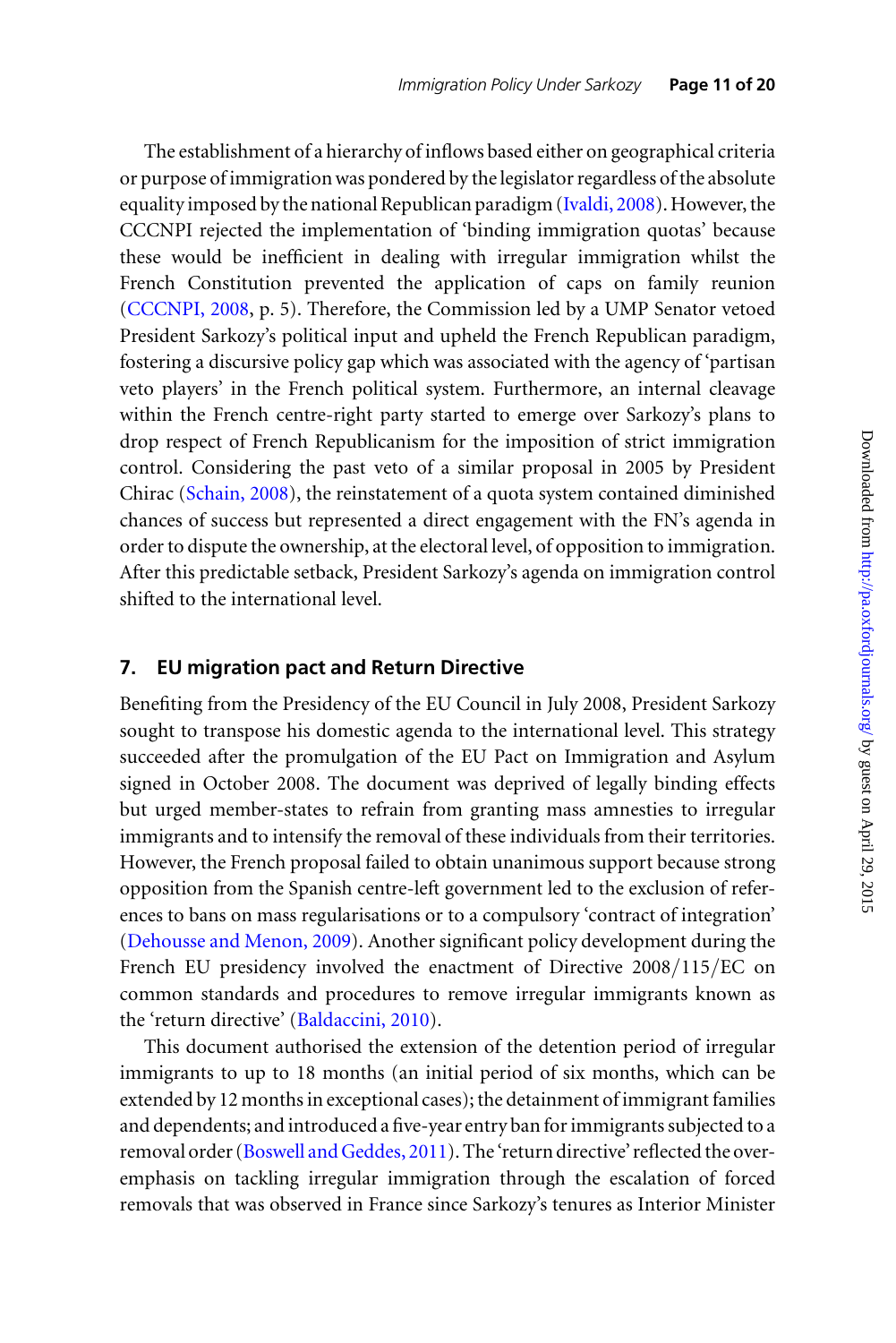The establishment of a hierarchy of inflows based either on geographical criteria or purpose of immigration was pondered by the legislator regardless of the absolute equality imposed by the national Republican paradigm (Ivaldi, 2008). However, the CCCNPI rejected the implementation of 'binding immigration quotas' because these would be inefficient in dealing with irregular immigration whilst the French Constitution prevented the application of caps on family reunion (CCCNPI, 2008, p. 5). Therefore, the Commission led by a UMP Senator vetoed President Sarkozy's political input and upheld the French Republican paradigm, fostering a discursive policy gap which was associated with the agency of 'partisan veto players' in the French political system. Furthermore, an internal cleavage within the French centre-right party started to emerge over Sarkozy's plans to drop respect of French Republicanism for the imposition of strict immigration control. Considering the past veto of a similar proposal in 2005 by President Chirac (Schain, 2008), the reinstatement of a quota system contained diminished chances of success but represented a direct engagement with the FN's agenda in order to dispute the ownership, at the electoral level, of opposition to immigration. After this predictable setback, President Sarkozy's agenda on immigration control shifted to the international level.

## 7. EU migration pact and Return Directive

Benefiting from the Presidency of the EU Council in July 2008, President Sarkozy sought to transpose his domestic agenda to the international level. This strategy succeeded after the promulgation of the EU Pact on Immigration and Asylum signed in October 2008. The document was deprived of legally binding effects but urged member-states to refrain from granting mass amnesties to irregular immigrants and to intensify the removal of these individuals from their territories. However, the French proposal failed to obtain unanimous support because strong opposition from the Spanish centre-left government led to the exclusion of references to bans on mass regularisations or to a compulsory 'contract of integration' (Dehousse and Menon, 2009). Another significant policy development during the French EU presidency involved the enactment of Directive 2008/115/EC on common standards and procedures to remove irregular immigrants known as the 'return directive' (Baldaccini, 2010).

This document authorised the extension of the detention period of irregular immigrants to up to 18 months (an initial period of six months, which can be extended by 12 months in exceptional cases); the detainment of immigrant families and dependents; and introduced a five-year entry ban for immigrants subjected to a removal order (Boswell and Geddes, 2011). The 'return directive' reflected the over-emphasis on tackling irregular immigration through the escalation of forced removals that was observed in France since Sarkozy's tenures as Interior Minister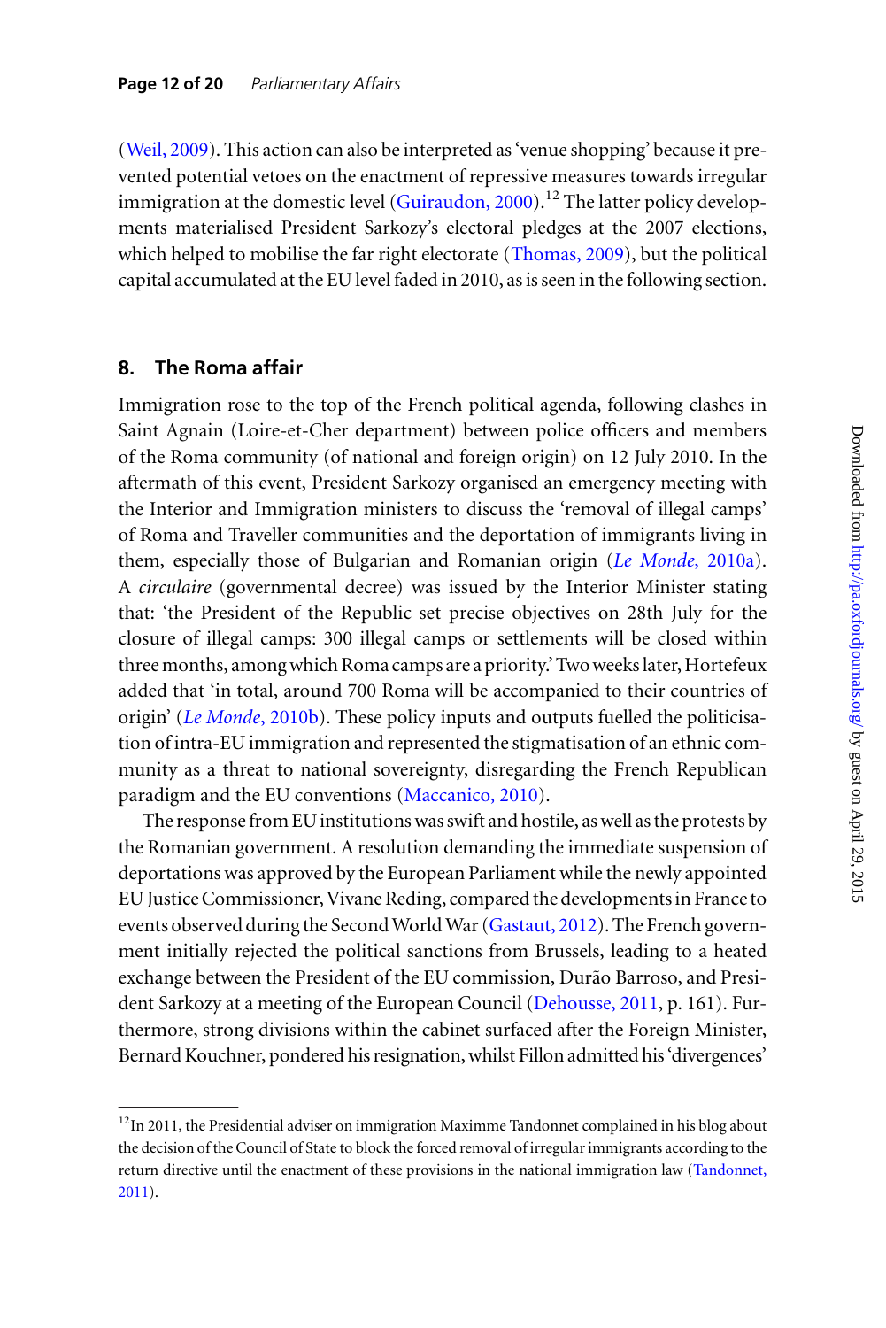(Weil, 2009). This action can also be interpreted as 'venue shopping' because it prevented potential vetoes on the enactment of repressive measures towards irregular immigration at the domestic level (Guiraudon, 2000).[12] The latter policy developments materialised President Sarkozy's electoral pledges at the 2007 elections, which helped to mobilise the far right electorate (Thomas, 2009), but the political capital accumulated at the EU level faded in 2010, as is seen in the following section.

## 8. The Roma affair

Immigration rose to the top of the French political agenda, following clashes in Saint Agnain (Loire-et-Cher department) between police officers and members of the Roma community (of national and foreign origin) on 12 July 2010. In the aftermath of this event, President Sarkozy organised an emergency meeting with the Interior and Immigration ministers to discuss the 'removal of illegal camps' of Roma and Traveller communities and the deportation of immigrants living in them, especially those of Bulgarian and Romanian origin (*Le Monde*, 2010a). A *circulaire* (governmental decree) was issued by the Interior Minister stating that: 'the President of the Republic set precise objectives on 28th July for the closure of illegal camps: 300 illegal camps or settlements will be closed within three months, among which Roma camps are a priority.' Two weeks later, Hortefeux added that 'in total, around 700 Roma will be accompanied to their countries of origin' (*Le Monde*, 2010b). These policy inputs and outputs fuelled the politicisation of intra-EU immigration and represented the stigmatisation of an ethnic community as a threat to national sovereignty, disregarding the French Republican paradigm and the EU conventions (Maccanico, 2010).

The response from EU institutions was swift and hostile, as well as the protests by the Romanian government. A resolution demanding the immediate suspension of deportations was approved by the European Parliament while the newly appointed EU Justice Commissioner, Vivane Reding, compared the developments in France to events observed during the Second World War (Gastaut, 2012). The French government initially rejected the political sanctions from Brussels, leading to a heated exchange between the President of the EU commission, Durão Barroso, and President Sarkozy at a meeting of the European Council (Dehousse, 2011, p. 161). Furthermore, strong divisions within the cabinet surfaced after the Foreign Minister, Bernard Kouchner, pondered his resignation, whilst Fillon admitted his 'divergences'

---

[12] In 2011, the Presidential adviser on immigration Maximme Tandonnet complained in his blog about the decision of the Council of State to block the forced removal of irregular immigrants according to the return directive until the enactment of these provisions in the national immigration law (Tandonnet, 2011).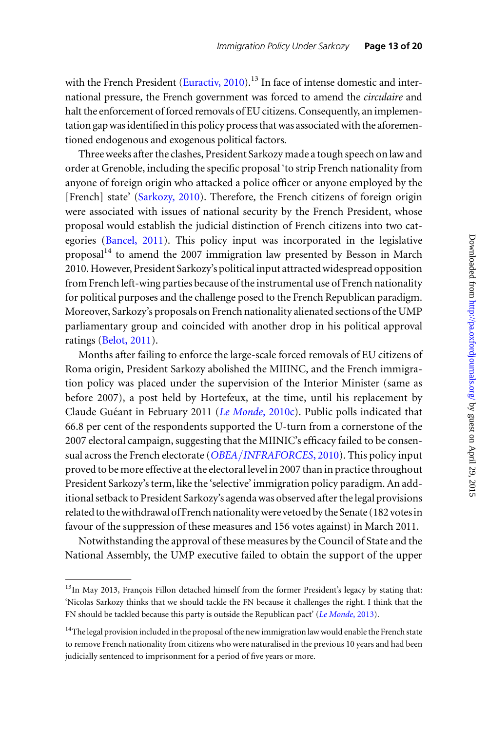with the French President (Euractiv, 2010).[13] In face of intense domestic and international pressure, the French government was forced to amend the *circulaire* and halt the enforcement of forced removals of EU citizens. Consequently, an implementation gap was identified in this policy process that was associated with the aforementioned endogenous and exogenous political factors.

Three weeks after the clashes, President Sarkozy made a tough speech on law and order at Grenoble, including the specific proposal 'to strip French nationality from anyone of foreign origin who attacked a police officer or anyone employed by the [French] state' (Sarkozy, 2010). Therefore, the French citizens of foreign origin were associated with issues of national security by the French President, whose proposal would establish the judicial distinction of French citizens into two categories (Bancel, 2011). This policy input was incorporated in the legislative proposal[14] to amend the 2007 immigration law presented by Besson in March 2010. However, President Sarkozy's political input attracted widespread opposition from French left-wing parties because of the instrumental use of French nationality for political purposes and the challenge posed to the French Republican paradigm. Moreover, Sarkozy's proposals on French nationality alienated sections of the UMP parliamentary group and coincided with another drop in his political approval ratings (Belot, 2011).

Months after failing to enforce the large-scale forced removals of EU citizens of Roma origin, President Sarkozy abolished the MIIINC, and the French immigration policy was placed under the supervision of the Interior Minister (same as before 2007), a post held by Hortefeux, at the time, until his replacement by Claude Guéant in February 2011 (*Le Monde*, 2010c). Public polls indicated that 66.8 per cent of the respondents supported the U-turn from a cornerstone of the 2007 electoral campaign, suggesting that the MIINIC's efficacy failed to be consensual across the French electorate (*OBEA/INFRAFORCES*, 2010). This policy input proved to be more effective at the electoral level in 2007 than in practice throughout President Sarkozy's term, like the 'selective' immigration policy paradigm. An additional setback to President Sarkozy's agenda was observed after the legal provisions related to the withdrawal of French nationality were vetoed by the Senate (182 votes in favour of the suppression of these measures and 156 votes against) in March 2011.

Notwithstanding the approval of these measures by the Council of State and the National Assembly, the UMP executive failed to obtain the support of the upper

[13] In May 2013, François Fillon detached himself from the former President's legacy by stating that: 'Nicolas Sarkozy thinks that we should tackle the FN because it challenges the right. I think that the FN should be tackled because this party is outside the Republican pact' (*Le Monde*, 2013).

[14] The legal provision included in the proposal of the new immigration law would enable the French state to remove French nationality from citizens who were naturalised in the previous 10 years and had been judicially sentenced to imprisonment for a period of five years or more.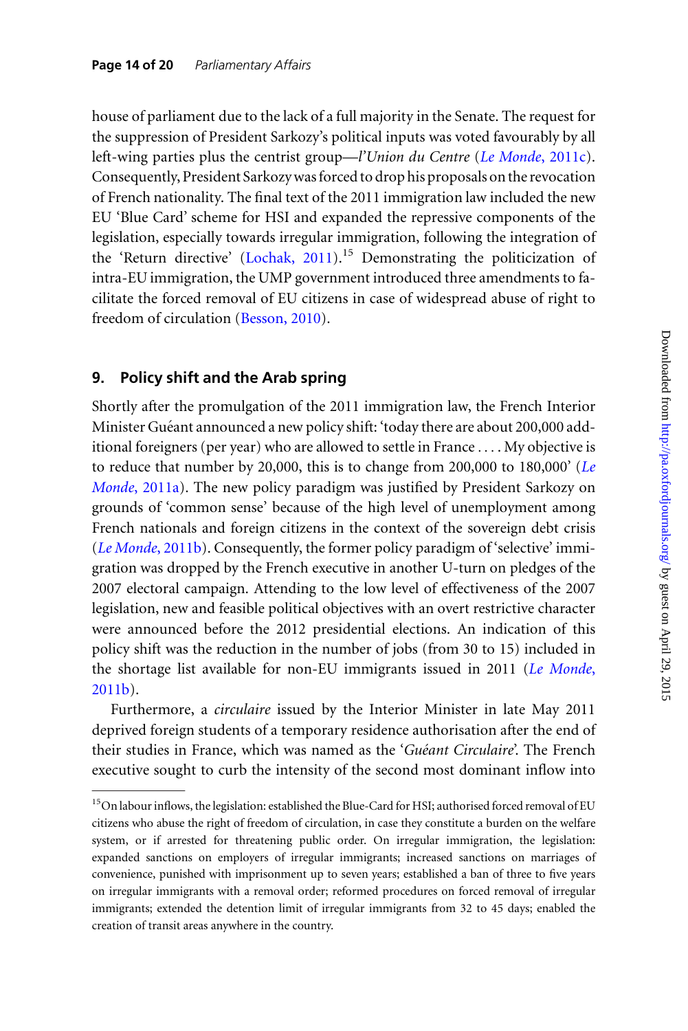house of parliament due to the lack of a full majority in the Senate. The request for the suppression of President Sarkozy's political inputs was voted favourably by all left-wing parties plus the centrist group—*l'Union du Centre* (*Le Monde*, 2011c). Consequently, President Sarkozy was forced to drop his proposals on the revocation of French nationality. The final text of the 2011 immigration law included the new EU 'Blue Card' scheme for HSI and expanded the repressive components of the legislation, especially towards irregular immigration, following the integration of the 'Return directive' (Lochak, 2011).[15] Demonstrating the politicization of intra-EU immigration, the UMP government introduced three amendments to facilitate the forced removal of EU citizens in case of widespread abuse of right to freedom of circulation (Besson, 2010).

## 9. Policy shift and the Arab spring

Shortly after the promulgation of the 2011 immigration law, the French Interior Minister Guéant announced a new policy shift: 'today there are about 200,000 additional foreigners (per year) who are allowed to settle in France . . . . My objective is to reduce that number by 20,000, this is to change from 200,000 to 180,000' (*Le Monde*, 2011a). The new policy paradigm was justified by President Sarkozy on grounds of 'common sense' because of the high level of unemployment among French nationals and foreign citizens in the context of the sovereign debt crisis (*Le Monde*, 2011b). Consequently, the former policy paradigm of 'selective' immigration was dropped by the French executive in another U-turn on pledges of the 2007 electoral campaign. Attending to the low level of effectiveness of the 2007 legislation, new and feasible political objectives with an overt restrictive character were announced before the 2012 presidential elections. An indication of this policy shift was the reduction in the number of jobs (from 30 to 15) included in the shortage list available for non-EU immigrants issued in 2011 (*Le Monde*, 2011b).

Furthermore, a *circulaire* issued by the Interior Minister in late May 2011 deprived foreign students of a temporary residence authorisation after the end of their studies in France, which was named as the '*Guéant Circulaire*'. The French executive sought to curb the intensity of the second most dominant inflow into

---

[15] On labour inflows, the legislation: established the Blue-Card for HSI; authorised forced removal of EU citizens who abuse the right of freedom of circulation, in case they constitute a burden on the welfare system, or if arrested for threatening public order. On irregular immigration, the legislation: expanded sanctions on employers of irregular immigrants; increased sanctions on marriages of convenience, punished with imprisonment up to seven years; established a ban of three to five years on irregular immigrants with a removal order; reformed procedures on forced removal of irregular immigrants; extended the detention limit of irregular immigrants from 32 to 45 days; enabled the creation of transit areas anywhere in the country.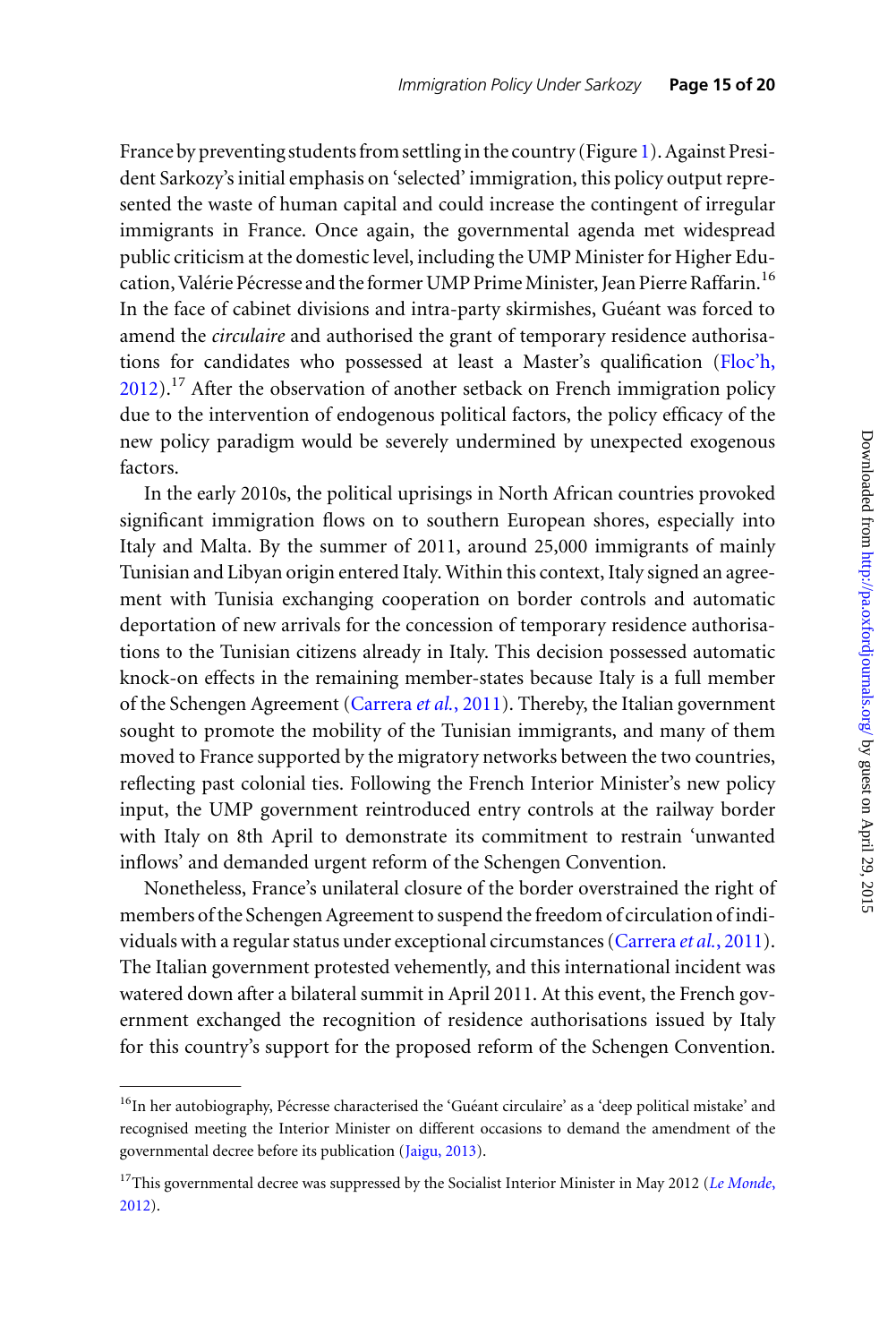France by preventing students from settling in the country (Figure 1). Against President Sarkozy's initial emphasis on 'selected' immigration, this policy output represented the waste of human capital and could increase the contingent of irregular immigrants in France. Once again, the governmental agenda met widespread public criticism at the domestic level, including the UMP Minister for Higher Education, Valérie Pécresse and the former UMP Prime Minister, Jean Pierre Raffarin.[16] In the face of cabinet divisions and intra-party skirmishes, Guéant was forced to amend the *circulaire* and authorised the grant of temporary residence authorisations for candidates who possessed at least a Master's qualification (Floc'h, 2012).[17] After the observation of another setback on French immigration policy due to the intervention of endogenous political factors, the policy efficacy of the new policy paradigm would be severely undermined by unexpected exogenous factors.

In the early 2010s, the political uprisings in North African countries provoked significant immigration flows on to southern European shores, especially into Italy and Malta. By the summer of 2011, around 25,000 immigrants of mainly Tunisian and Libyan origin entered Italy. Within this context, Italy signed an agreement with Tunisia exchanging cooperation on border controls and automatic deportation of new arrivals for the concession of temporary residence authorisations to the Tunisian citizens already in Italy. This decision possessed automatic knock-on effects in the remaining member-states because Italy is a full member of the Schengen Agreement (Carrera *et al.*, 2011). Thereby, the Italian government sought to promote the mobility of the Tunisian immigrants, and many of them moved to France supported by the migratory networks between the two countries, reflecting past colonial ties. Following the French Interior Minister's new policy input, the UMP government reintroduced entry controls at the railway border with Italy on 8th April to demonstrate its commitment to restrain 'unwanted inflows' and demanded urgent reform of the Schengen Convention.

Nonetheless, France's unilateral closure of the border overstrained the right of members of the Schengen Agreement to suspend the freedom of circulation of individuals with a regular status under exceptional circumstances (Carrera *et al.*, 2011). The Italian government protested vehemently, and this international incident was watered down after a bilateral summit in April 2011. At this event, the French government exchanged the recognition of residence authorisations issued by Italy for this country's support for the proposed reform of the Schengen Convention.

[16]In her autobiography, Pécresse characterised the 'Guéant circulaire' as a 'deep political mistake' and recognised meeting the Interior Minister on different occasions to demand the amendment of the governmental decree before its publication (Jaigu, 2013).

[17]This governmental decree was suppressed by the Socialist Interior Minister in May 2012 (*Le Monde*, 2012).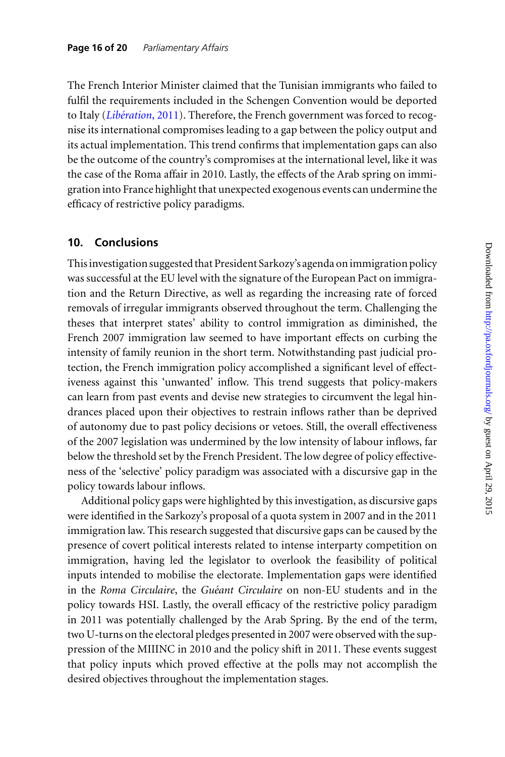The French Interior Minister claimed that the Tunisian immigrants who failed to fulfil the requirements included in the Schengen Convention would be deported to Italy (*Libération*, 2011). Therefore, the French government was forced to recognise its international compromises leading to a gap between the policy output and its actual implementation. This trend confirms that implementation gaps can also be the outcome of the country's compromises at the international level, like it was the case of the Roma affair in 2010. Lastly, the effects of the Arab spring on immigration into France highlight that unexpected exogenous events can undermine the efficacy of restrictive policy paradigms.

## 10. Conclusions

This investigation suggested that President Sarkozy's agenda on immigration policy was successful at the EU level with the signature of the European Pact on immigration and the Return Directive, as well as regarding the increasing rate of forced removals of irregular immigrants observed throughout the term. Challenging the theses that interpret states' ability to control immigration as diminished, the French 2007 immigration law seemed to have important effects on curbing the intensity of family reunion in the short term. Notwithstanding past judicial protection, the French immigration policy accomplished a significant level of effectiveness against this 'unwanted' inflow. This trend suggests that policy-makers can learn from past events and devise new strategies to circumvent the legal hindrances placed upon their objectives to restrain inflows rather than be deprived of autonomy due to past policy decisions or vetoes. Still, the overall effectiveness of the 2007 legislation was undermined by the low intensity of labour inflows, far below the threshold set by the French President. The low degree of policy effectiveness of the 'selective' policy paradigm was associated with a discursive gap in the policy towards labour inflows.

Additional policy gaps were highlighted by this investigation, as discursive gaps were identified in the Sarkozy's proposal of a quota system in 2007 and in the 2011 immigration law. This research suggested that discursive gaps can be caused by the presence of covert political interests related to intense interparty competition on immigration, having led the legislator to overlook the feasibility of political inputs intended to mobilise the electorate. Implementation gaps were identified in the *Roma Circulaire*, the *Guéant Circulaire* on non-EU students and in the policy towards HSI. Lastly, the overall efficacy of the restrictive policy paradigm in 2011 was potentially challenged by the Arab Spring. By the end of the term, two U-turns on the electoral pledges presented in 2007 were observed with the suppression of the MIIINC in 2010 and the policy shift in 2011. These events suggest that policy inputs which proved effective at the polls may not accomplish the desired objectives throughout the implementation stages.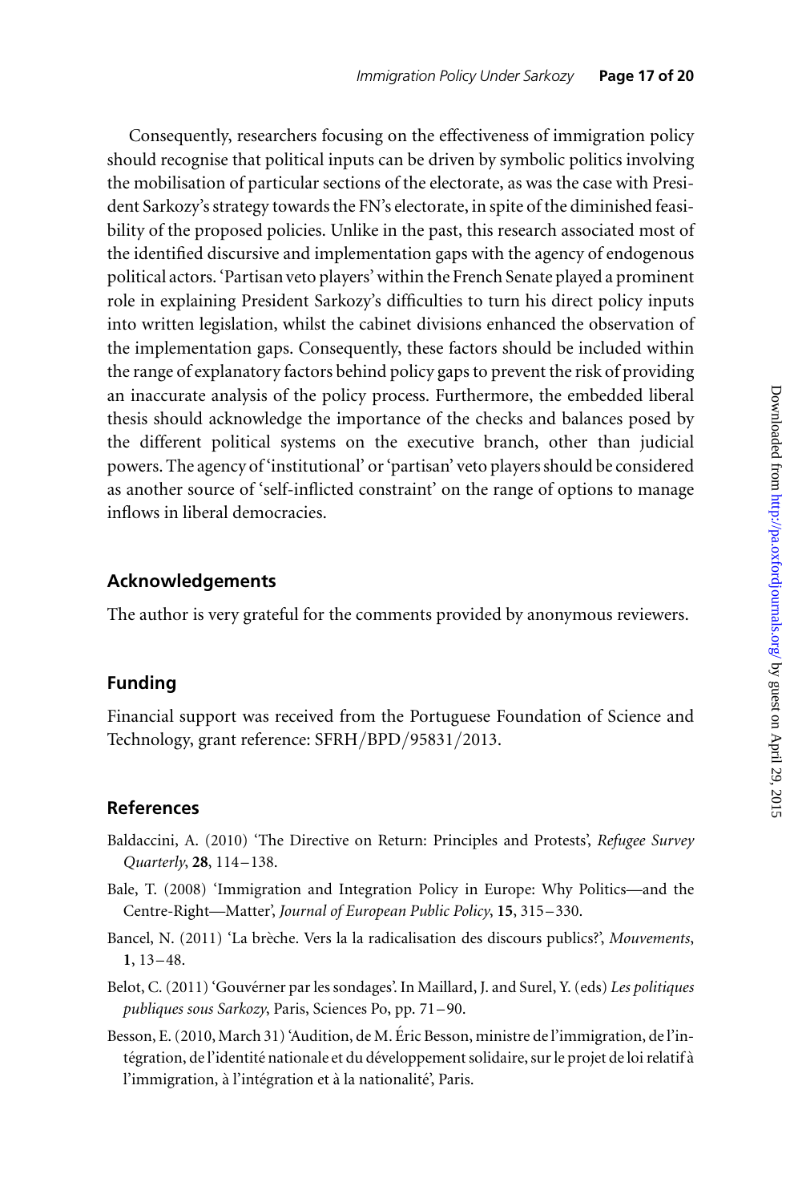Consequently, researchers focusing on the effectiveness of immigration policy should recognise that political inputs can be driven by symbolic politics involving the mobilisation of particular sections of the electorate, as was the case with President Sarkozy's strategy towards the FN's electorate, in spite of the diminished feasibility of the proposed policies. Unlike in the past, this research associated most of the identified discursive and implementation gaps with the agency of endogenous political actors. 'Partisan veto players' within the French Senate played a prominent role in explaining President Sarkozy's difficulties to turn his direct policy inputs into written legislation, whilst the cabinet divisions enhanced the observation of the implementation gaps. Consequently, these factors should be included within the range of explanatory factors behind policy gaps to prevent the risk of providing an inaccurate analysis of the policy process. Furthermore, the embedded liberal thesis should acknowledge the importance of the checks and balances posed by the different political systems on the executive branch, other than judicial powers. The agency of 'institutional' or 'partisan' veto players should be considered as another source of 'self-inflicted constraint' on the range of options to manage inflows in liberal democracies.

## Acknowledgements

The author is very grateful for the comments provided by anonymous reviewers.

## Funding

Financial support was received from the Portuguese Foundation of Science and Technology, grant reference: SFRH/BPD/95831/2013.

## References

Baldaccini, A. (2010) 'The Directive on Return: Principles and Protests', *Refugee Survey Quarterly*, **28**, 114–138.

Bale, T. (2008) 'Immigration and Integration Policy in Europe: Why Politics—and the Centre-Right—Matter', *Journal of European Public Policy*, **15**, 315–330.

Bancel, N. (2011) 'La brèche. Vers la la radicalisation des discours publics?', *Mouvements*, **1**, 13–48.

Belot, C. (2011) 'Gouvérner par les sondages'. In Maillard, J. and Surel, Y. (eds) *Les politiques publiques sous Sarkozy*, Paris, Sciences Po, pp. 71–90.

Besson, E. (2010, March 31) 'Audition, de M. Éric Besson, ministre de l'immigration, de l'intégration, de l'identité nationale et du développement solidaire, sur le projet de loi relatif à l'immigration, à l'intégration et à la nationalité', Paris.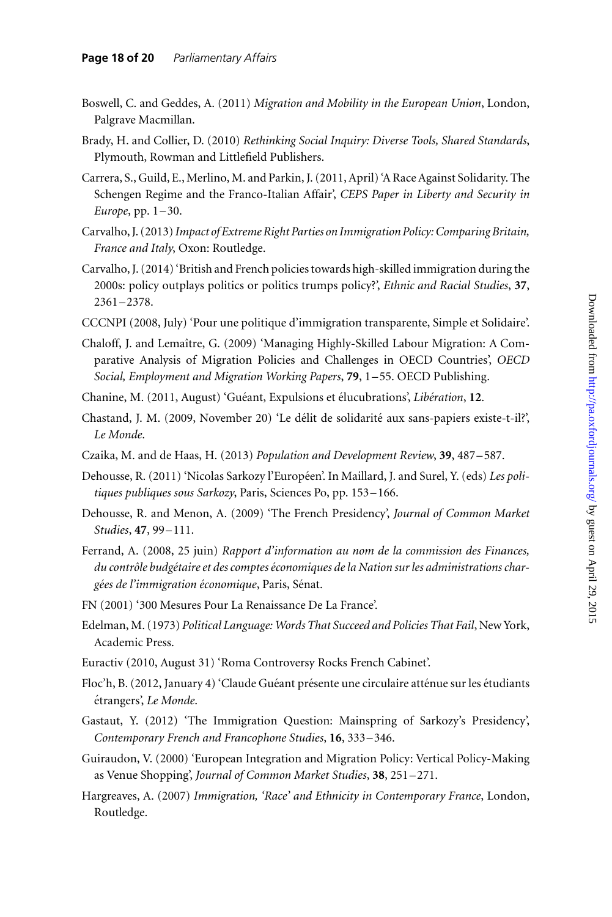Boswell, C. and Geddes, A. (2011) *Migration and Mobility in the European Union*, London, Palgrave Macmillan.

Brady, H. and Collier, D. (2010) *Rethinking Social Inquiry: Diverse Tools, Shared Standards*, Plymouth, Rowman and Littlefield Publishers.

Carrera, S., Guild, E., Merlino, M. and Parkin, J. (2011, April) 'A Race Against Solidarity. The Schengen Regime and the Franco-Italian Affair', *CEPS Paper in Liberty and Security in Europe*, pp. 1–30.

Carvalho, J. (2013) *Impact of Extreme Right Parties on Immigration Policy: Comparing Britain, France and Italy*, Oxon: Routledge.

Carvalho, J. (2014) 'British and French policies towards high-skilled immigration during the 2000s: policy outplays politics or politics trumps policy?', *Ethnic and Racial Studies*, **37**, 2361–2378.

CCCNPI (2008, July) 'Pour une politique d'immigration transparente, Simple et Solidaire'.

Chaloff, J. and Lemaître, G. (2009) 'Managing Highly-Skilled Labour Migration: A Comparative Analysis of Migration Policies and Challenges in OECD Countries', *OECD Social, Employment and Migration Working Papers*, **79**, 1–55. OECD Publishing.

Chanine, M. (2011, August) 'Guéant, Expulsions et élucubrations', *Libération*, **12**.

Chastand, J. M. (2009, November 20) 'Le délit de solidarité aux sans-papiers existe-t-il?', *Le Monde*.

Czaika, M. and de Haas, H. (2013) *Population and Development Review*, **39**, 487–587.

Dehousse, R. (2011) 'Nicolas Sarkozy l'Européen'. In Maillard, J. and Surel, Y. (eds) *Les politiques publiques sous Sarkozy*, Paris, Sciences Po, pp. 153–166.

Dehousse, R. and Menon, A. (2009) 'The French Presidency', *Journal of Common Market Studies*, **47**, 99–111.

Ferrand, A. (2008, 25 juin) *Rapport d'information au nom de la commission des Finances, du contrôle budgétaire et des comptes économiques de la Nation sur les administrations chargées de l'immigration économique*, Paris, Sénat.

FN (2001) '300 Mesures Pour La Renaissance De La France'.

Edelman, M. (1973) *Political Language: Words That Succeed and Policies That Fail*, New York, Academic Press.

Euractiv (2010, August 31) 'Roma Controversy Rocks French Cabinet'.

Floc'h, B. (2012, January 4) 'Claude Guéant présente une circulaire atténue sur les étudiants étrangers', *Le Monde*.

Gastaut, Y. (2012) 'The Immigration Question: Mainspring of Sarkozy's Presidency', *Contemporary French and Francophone Studies*, **16**, 333–346.

Guiraudon, V. (2000) 'European Integration and Migration Policy: Vertical Policy-Making as Venue Shopping', *Journal of Common Market Studies*, **38**, 251–271.

Hargreaves, A. (2007) *Immigration, 'Race' and Ethnicity in Contemporary France*, London, Routledge.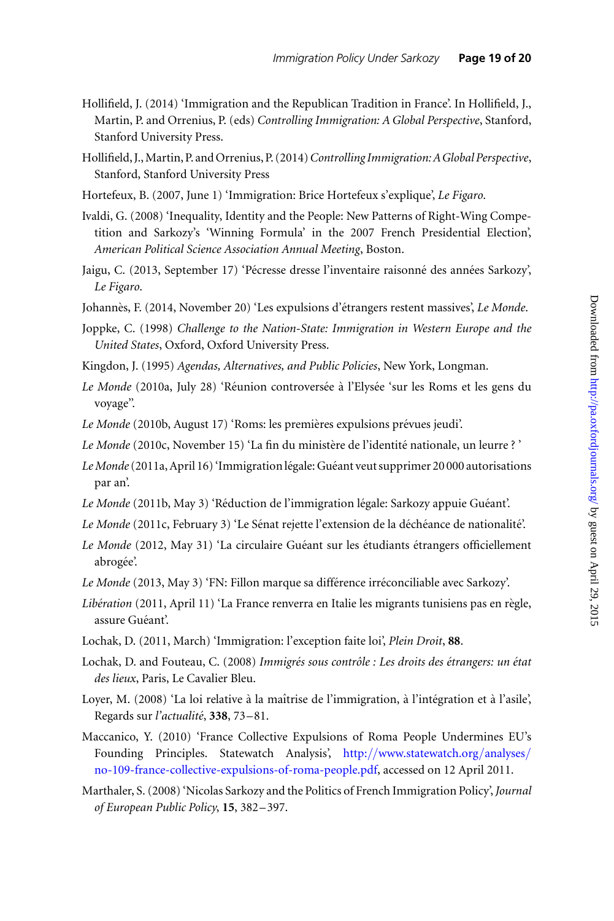Hollifield, J. (2014) 'Immigration and the Republican Tradition in France'. In Hollifield, J., Martin, P. and Orrenius, P. (eds) *Controlling Immigration: A Global Perspective*, Stanford, Stanford University Press.

Hollifield, J., Martin, P. and Orrenius, P. (2014) *Controlling Immigration: A Global Perspective*, Stanford, Stanford University Press

Hortefeux, B. (2007, June 1) 'Immigration: Brice Hortefeux s'explique', *Le Figaro*.

Ivaldi, G. (2008) 'Inequality, Identity and the People: New Patterns of Right-Wing Competition and Sarkozy's 'Winning Formula' in the 2007 French Presidential Election', *American Political Science Association Annual Meeting*, Boston.

Jaigu, C. (2013, September 17) 'Pécresse dresse l'inventaire raisonné des années Sarkozy', *Le Figaro*.

Johannès, F. (2014, November 20) 'Les expulsions d'étrangers restent massives', *Le Monde*.

Joppke, C. (1998) *Challenge to the Nation-State: Immigration in Western Europe and the United States*, Oxford, Oxford University Press.

Kingdon, J. (1995) *Agendas, Alternatives, and Public Policies*, New York, Longman.

*Le Monde* (2010a, July 28) 'Réunion controversée à l'Elysée 'sur les Roms et les gens du voyage''.

*Le Monde* (2010b, August 17) 'Roms: les premières expulsions prévues jeudi'.

*Le Monde* (2010c, November 15) 'La fin du ministère de l'identité nationale, un leurre ? '

*Le Monde* (2011a, April 16) 'Immigration légale: Guéant veut supprimer 20 000 autorisations par an'.

*Le Monde* (2011b, May 3) 'Réduction de l'immigration légale: Sarkozy appuie Guéant'.

*Le Monde* (2011c, February 3) 'Le Sénat rejette l'extension de la déchéance de nationalité'.

*Le Monde* (2012, May 31) 'La circulaire Guéant sur les étudiants étrangers officiellement abrogée'.

*Le Monde* (2013, May 3) 'FN: Fillon marque sa différence irréconciliable avec Sarkozy'.

*Libération* (2011, April 11) 'La France renverra en Italie les migrants tunisiens pas en règle, assure Guéant'.

Lochak, D. (2011, March) 'Immigration: l'exception faite loi', *Plein Droit*, **88**.

Lochak, D. and Fouteau, C. (2008) *Immigrés sous contrôle : Les droits des étrangers: un état des lieux*, Paris, Le Cavalier Bleu.

Loyer, M. (2008) 'La loi relative à la maîtrise de l'immigration, à l'intégration et à l'asile', Regards sur *l'actualité*, **338**, 73–81.

Maccanico, Y. (2010) 'France Collective Expulsions of Roma People Undermines EU's Founding Principles. Statewatch Analysis', http://www.statewatch.org/analyses/no-109-france-collective-expulsions-of-roma-people.pdf, accessed on 12 April 2011.

Marthaler, S. (2008) 'Nicolas Sarkozy and the Politics of French Immigration Policy', *Journal of European Public Policy*, **15**, 382–397.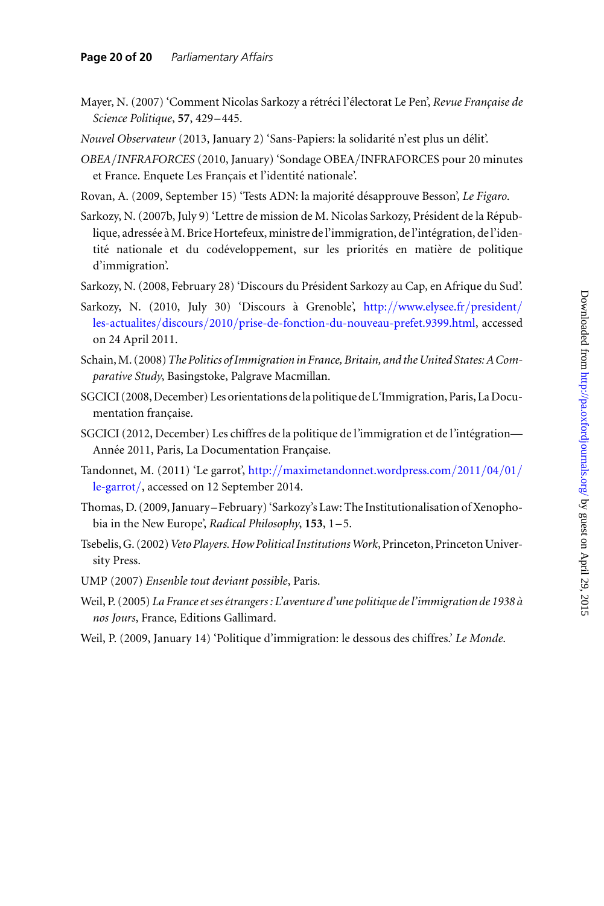Mayer, N. (2007) ‘Comment Nicolas Sarkozy a rétréci l’électorat Le Pen’, *Revue Française de Science Politique*, **57**, 429–445.

*Nouvel Observateur* (2013, January 2) ‘Sans-Papiers: la solidarité n’est plus un délit’.

*OBEA/INFRAFORCES* (2010, January) ‘Sondage OBEA/INFRAFORCES pour 20 minutes et France. Enquete Les Français et l’identité nationale’.

Rovan, A. (2009, September 15) ‘Tests ADN: la majorité désapprouve Besson’, *Le Figaro*.

Sarkozy, N. (2007b, July 9) ‘Lettre de mission de M. Nicolas Sarkozy, Président de la République, adressée à M. Brice Hortefeux, ministre de l’immigration, de l’intégration, de l’identité nationale et du codéveloppement, sur les priorités en matière de politique d’immigration’.

Sarkozy, N. (2008, February 28) ‘Discours du Président Sarkozy au Cap, en Afrique du Sud’.

Sarkozy, N. (2010, July 30) ‘Discours à Grenoble’, http://www.elysee.fr/president/les-actualites/discours/2010/prise-de-fonction-du-nouveau-prefet.9399.html, accessed on 24 April 2011.

Schain, M. (2008) *The Politics of Immigration in France, Britain, and the United States: A Comparative Study*, Basingstoke, Palgrave Macmillan.

SGCICI (2008, December) Les orientations de la politique de L‘Immigration, Paris, La Documentation française.

SGCICI (2012, December) Les chiffres de la politique de l’immigration et de l’intégration—Année 2011, Paris, La Documentation Française.

Tandonnet, M. (2011) ‘Le garrot’, http://maximetandonnet.wordpress.com/2011/04/01/le-garrot/, accessed on 12 September 2014.

Thomas, D. (2009, January–February) ‘Sarkozy’s Law: The Institutionalisation of Xenophobia in the New Europe’, *Radical Philosophy*, **153**, 1–5.

Tsebelis, G. (2002) *Veto Players. How Political Institutions Work*, Princeton, Princeton University Press.

UMP (2007) *Ensenble tout deviant possible*, Paris.

Weil, P. (2005) *La France et ses étrangers : L’aventure d’une politique de l’immigration de 1938 à nos Jours*, France, Editions Gallimard.

Weil, P. (2009, January 14) ‘Politique d’immigration: le dessous des chiffres.’ *Le Monde*.